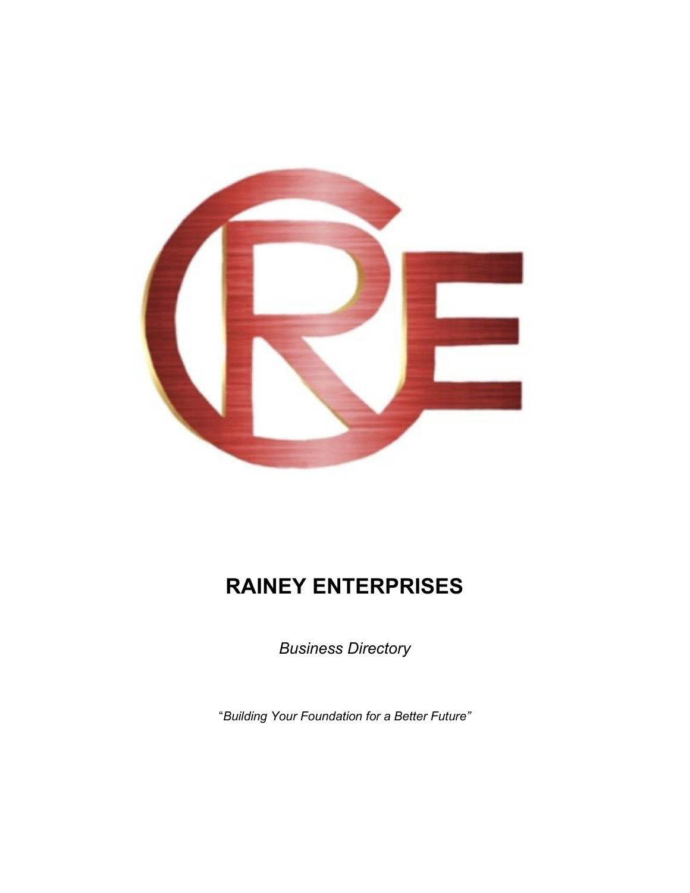# RAINEY ENTERPRISES

*Business Directory*

"*Building Your Foundation for a Better Future"*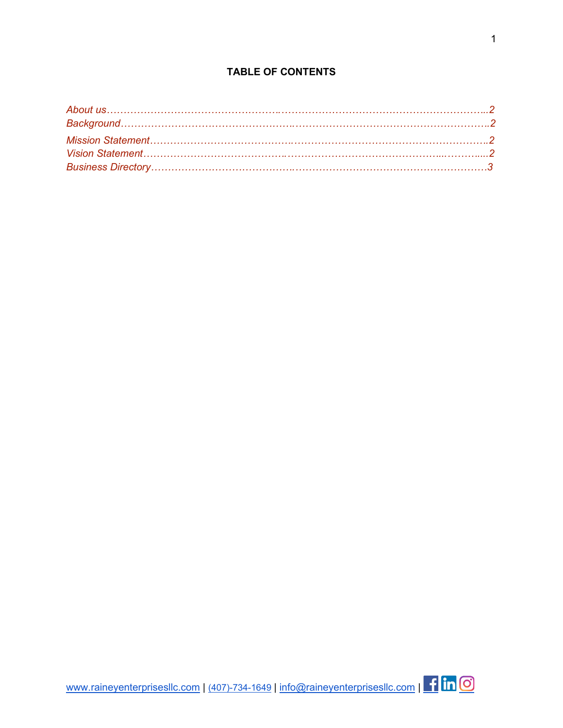**TABLE OF CONTENTS**

*About us……………………………………………………………………………………………..2*
*Background…………………………………………………………………………………………..2*
*Mission Statement……………………………………………………………………………………2*
*Vision Statement……………………………………………………………………………………..2*
*Business Directory……………………………………………………………………………………3*

www.raineyenterprisesllc.com | (407)-734-1649 | info@raineyenterprisesllc.com |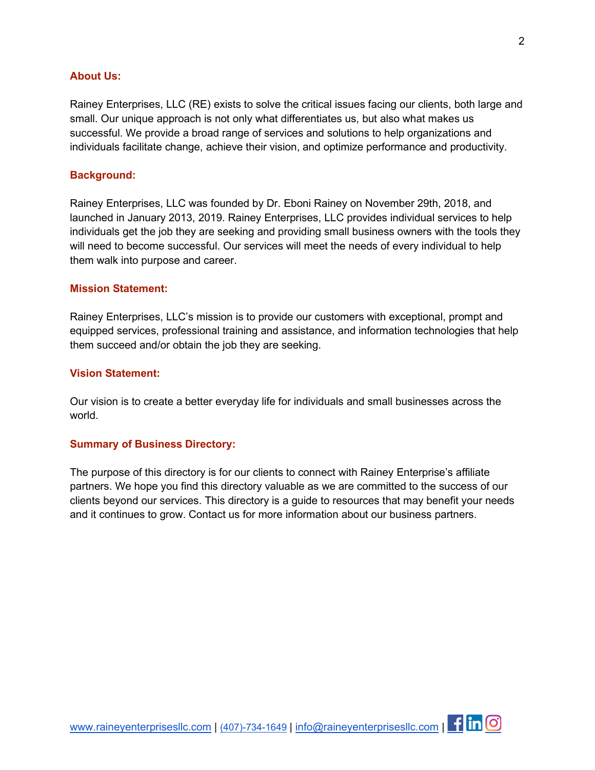## About Us:

Rainey Enterprises, LLC (RE) exists to solve the critical issues facing our clients, both large and small. Our unique approach is not only what differentiates us, but also what makes us successful. We provide a broad range of services and solutions to help organizations and individuals facilitate change, achieve their vision, and optimize performance and productivity.

## Background:

Rainey Enterprises, LLC was founded by Dr. Eboni Rainey on November 29th, 2018, and launched in January 2013, 2019. Rainey Enterprises, LLC provides individual services to help individuals get the job they are seeking and providing small business owners with the tools they will need to become successful. Our services will meet the needs of every individual to help them walk into purpose and career.

## Mission Statement:

Rainey Enterprises, LLC's mission is to provide our customers with exceptional, prompt and equipped services, professional training and assistance, and information technologies that help them succeed and/or obtain the job they are seeking.

## Vision Statement:

Our vision is to create a better everyday life for individuals and small businesses across the world.

## Summary of Business Directory:

The purpose of this directory is for our clients to connect with Rainey Enterprise's affiliate partners. We hope you find this directory valuable as we are committed to the success of our clients beyond our services. This directory is a guide to resources that may benefit your needs and it continues to grow. Contact us for more information about our business partners.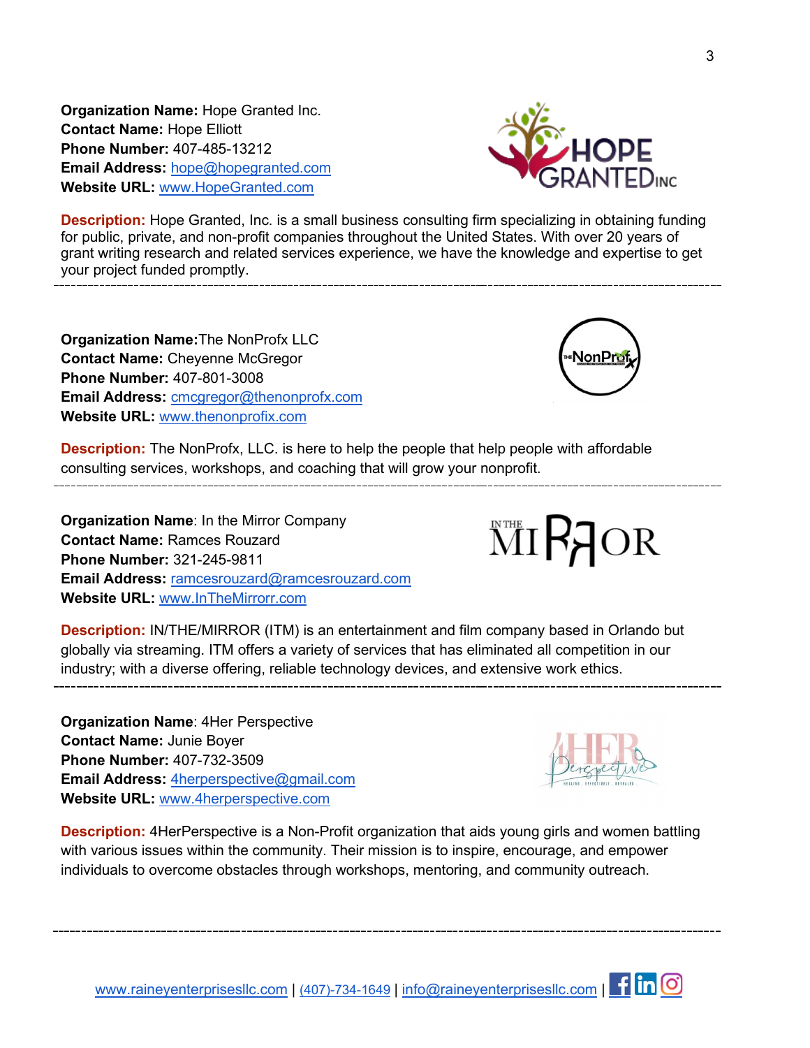**Organization Name:** Hope Granted Inc.
**Contact Name:** Hope Elliott
**Phone Number:** 407-485-13212
**Email Address:** hope@hopegranted.com
**Website URL:** www.HopeGranted.com

**Description:** Hope Granted, Inc. is a small business consulting firm specializing in obtaining funding for public, private, and non-profit companies throughout the United States. With over 20 years of grant writing research and related services experience, we have the knowledge and expertise to get your project funded promptly.

---

**Organization Name:**The NonProfx LLC
**Contact Name:** Cheyenne McGregor
**Phone Number:** 407-801-3008
**Email Address:** cmcgregor@thenonprofx.com
**Website URL:** www.thenonprofix.com

**Description:** The NonProfx, LLC. is here to help the people that help people with affordable consulting services, workshops, and coaching that will grow your nonprofit.

---

**Organization Name**: In the Mirror Company
**Contact Name:** Ramces Rouzard
**Phone Number:** 321-245-9811
**Email Address:** ramcesrouzard@ramcesrouzard.com
**Website URL:** www.InTheMirrorr.com

**Description:** IN/THE/MIRROR (ITM) is an entertainment and film company based in Orlando but globally via streaming. ITM offers a variety of services that has eliminated all competition in our industry; with a diverse offering, reliable technology devices, and extensive work ethics.

---

**Organization Name**: 4Her Perspective
**Contact Name:** Junie Boyer
**Phone Number:** 407-732-3509
**Email Address:** 4herperspective@gmail.com
**Website URL:** www.4herperspective.com

**Description:** 4HerPerspective is a Non-Profit organization that aids young girls and women battling with various issues within the community. Their mission is to inspire, encourage, and empower individuals to overcome obstacles through workshops, mentoring, and community outreach.

---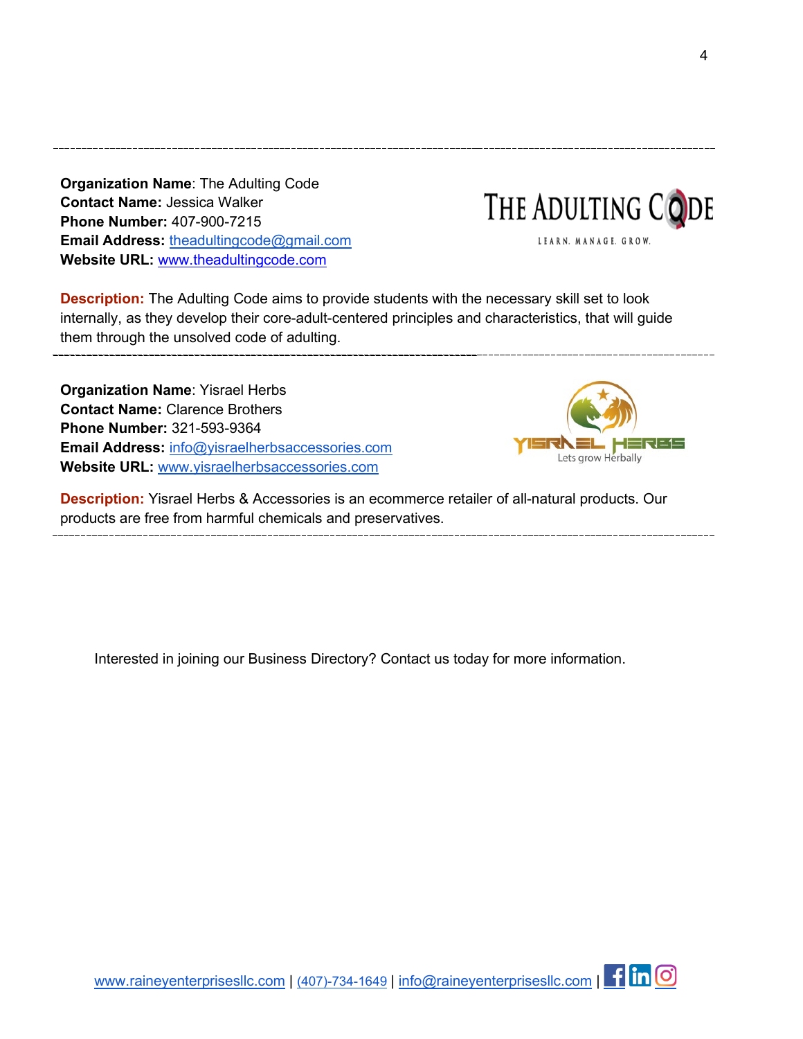**Organization Name**: The Adulting Code
**Contact Name:** Jessica Walker
**Phone Number:** 407-900-7215
**Email Address:** theadultingcode@gmail.com
**Website URL:** www.theadultingcode.com

**Description:** The Adulting Code aims to provide students with the necessary skill set to look internally, as they develop their core-adult-centered principles and characteristics, that will guide them through the unsolved code of adulting.

---

**Organization Name**: Yisrael Herbs
**Contact Name:** Clarence Brothers
**Phone Number:** 321-593-9364
**Email Address:** info@yisraelherbsaccessories.com
**Website URL:** www.yisraelherbsaccessories.com

**Description:** Yisrael Herbs & Accessories is an ecommerce retailer of all-natural products. Our products are free from harmful chemicals and preservatives.

---

Interested in joining our Business Directory? Contact us today for more information.

www.raineyenterprisesllc.com | (407)-734-1649 | info@raineyenterprisesllc.com |